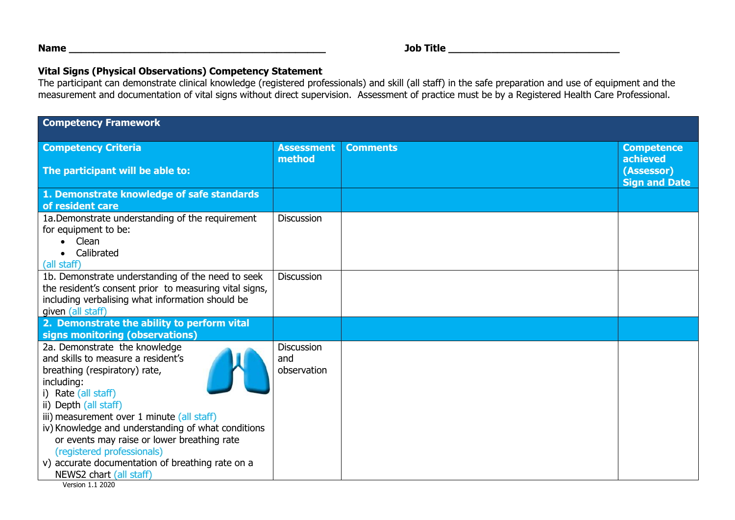**Name** ____________________________________________ **Job Title** _____________________________

**Vital Signs (Physical Observations) Competency Statement**

The participant can demonstrate clinical knowledge (registered professionals) and skill (all staff) in the safe preparation and use of equipment and the measurement and documentation of vital signs without direct supervision. Assessment of practice must be by a Registered Health Care Professional.

| **Competency Framework** | | | |
|---|---|---|---|
| **Competency Criteria**<br><br>**The participant will be able to:** | **Assessment method** | **Comments** | **Competence achieved (Assessor) Sign and Date** |
| **1. Demonstrate knowledge of safe standards of resident care** | | | |
| 1a.Demonstrate understanding of the requirement for equipment to be:<br>• Clean<br>• Calibrated<br>(all staff) | Discussion | | |
| 1b. Demonstrate understanding of the need to seek the resident's consent prior to measuring vital signs, including verbalising what information should be given (all staff) | Discussion | | |
| **2. Demonstrate the ability to perform vital signs monitoring (observations)** | | | |
| 2a. Demonstrate the knowledge and skills to measure a resident's breathing (respiratory) rate, including:<br>i) Rate (all staff)<br>ii) Depth (all staff)<br>iii) measurement over 1 minute (all staff)<br>iv) Knowledge and understanding of what conditions or events may raise or lower breathing rate (registered professionals)<br>v) accurate documentation of breathing rate on a NEWS2 chart (all staff) | Discussion and observation | | |

Version 1.1 2020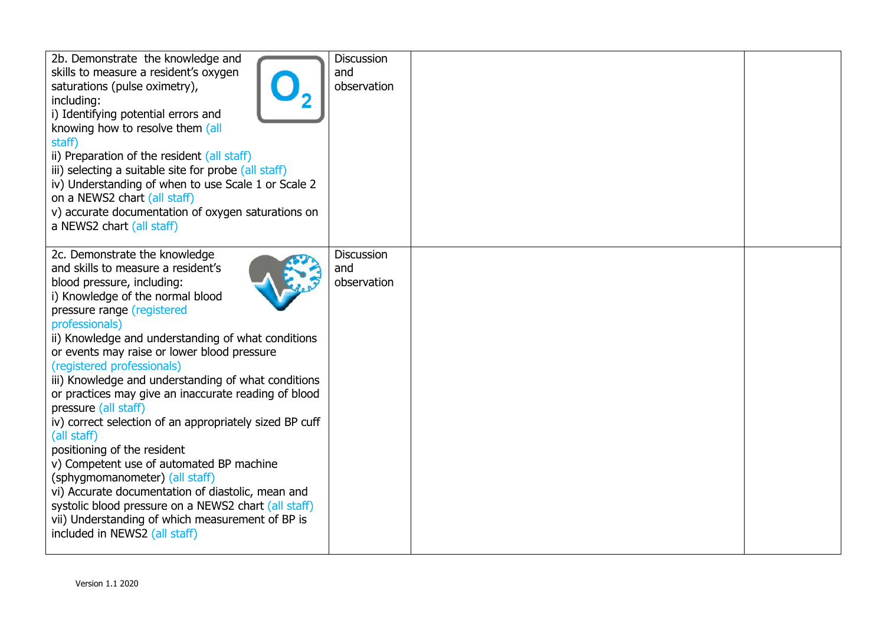| | | | |
|---|---|---|---|
| 2b. Demonstrate the knowledge and skills to measure a resident's oxygen saturations (pulse oximetry), including:<br>i) Identifying potential errors and knowing how to resolve them (all staff)<br>ii) Preparation of the resident (all staff)<br>iii) selecting a suitable site for probe (all staff)<br>iv) Understanding of when to use Scale 1 or Scale 2 on a NEWS2 chart (all staff)<br>v) accurate documentation of oxygen saturations on a NEWS2 chart (all staff) | Discussion and observation | | |
| 2c. Demonstrate the knowledge and skills to measure a resident's blood pressure, including:<br>i) Knowledge of the normal blood pressure range (registered professionals)<br>ii) Knowledge and understanding of what conditions or events may raise or lower blood pressure (registered professionals)<br>iii) Knowledge and understanding of what conditions or practices may give an inaccurate reading of blood pressure (all staff)<br>iv) correct selection of an appropriately sized BP cuff (all staff)<br>positioning of the resident<br>v) Competent use of automated BP machine (sphygmomanometer) (all staff)<br>vi) Accurate documentation of diastolic, mean and systolic blood pressure on a NEWS2 chart (all staff)<br>vii) Understanding of which measurement of BP is included in NEWS2 (all staff) | Discussion and observation | | |

Version 1.1 2020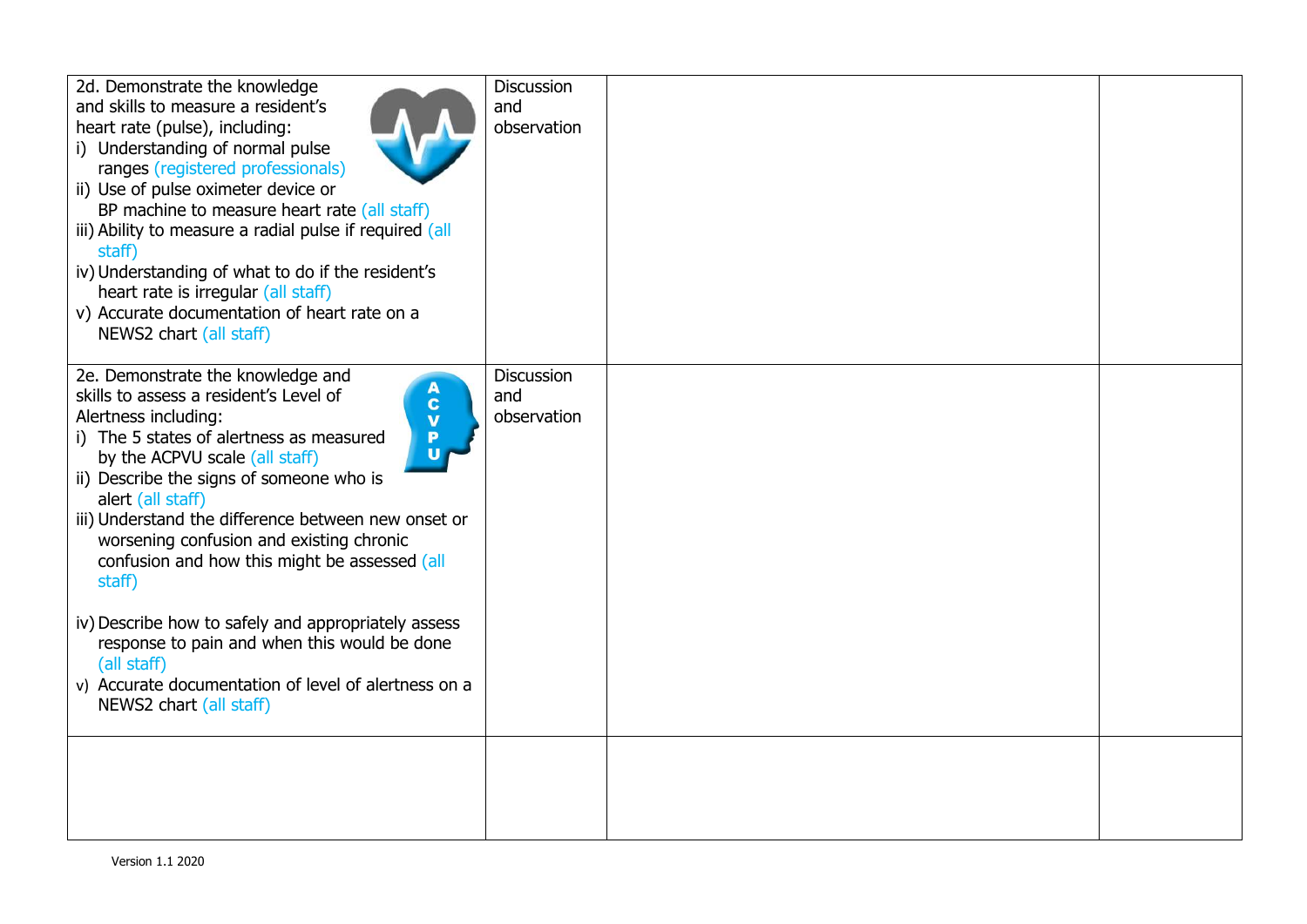| | | | |
|---|---|---|---|
| 2d. Demonstrate the knowledge and skills to measure a resident's heart rate (pulse), including:<br>i) Understanding of normal pulse ranges (registered professionals)<br>ii) Use of pulse oximeter device or BP machine to measure heart rate (all staff)<br>iii) Ability to measure a radial pulse if required (all staff)<br>iv) Understanding of what to do if the resident's heart rate is irregular (all staff)<br>v) Accurate documentation of heart rate on a NEWS2 chart (all staff) | Discussion and observation | | |
| 2e. Demonstrate the knowledge and skills to assess a resident's Level of Alertness including:<br>i) The 5 states of alertness as measured by the ACPVU scale (all staff)<br>ii) Describe the signs of someone who is alert (all staff)<br>iii) Understand the difference between new onset or worsening confusion and existing chronic confusion and how this might be assessed (all staff)<br><br>iv) Describe how to safely and appropriately assess response to pain and when this would be done (all staff)<br>v) Accurate documentation of level of alertness on a NEWS2 chart (all staff) | Discussion and observation | | |
| | | | |

Version 1.1 2020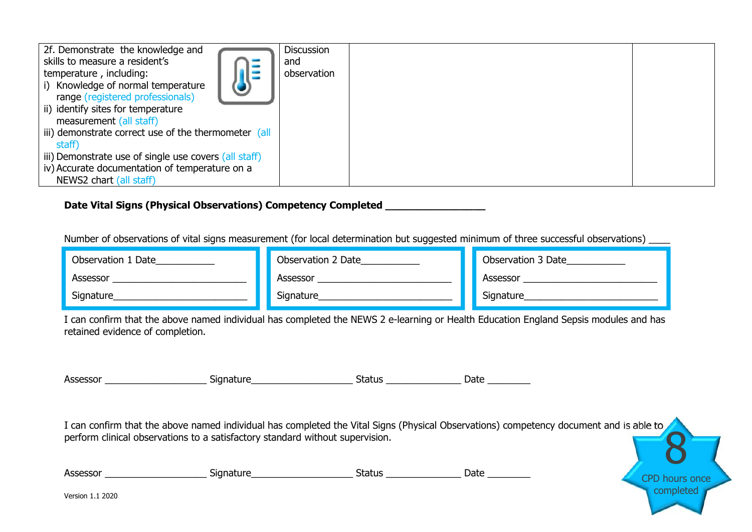| | | | |
|---|---|---|---|
| 2f. Demonstrate the knowledge and skills to measure a resident's temperature , including:<br>i) Knowledge of normal temperature range (registered professionals)<br>ii) identify sites for temperature measurement (all staff)<br>iii) demonstrate correct use of the thermometer (all staff)<br>iii) Demonstrate use of single use covers (all staff)<br>iv) Accurate documentation of temperature on a NEWS2 chart (all staff) | Discussion and observation | | |

**Date Vital Signs (Physical Observations) Competency Completed ________________**

Number of observations of vital signs measurement (for local determination but suggested minimum of three successful observations) ____

| | | |
|---|---|---|
| Observation 1 Date___________<br>Assessor _________________________<br>Signature_________________________ | Observation 2 Date___________<br>Assessor _________________________<br>Signature_________________________ | Observation 3 Date___________<br>Assessor _________________________<br>Signature_________________________ |

I can confirm that the above named individual has completed the NEWS 2 e-learning or Health Education England Sepsis modules and has retained evidence of completion.

Assessor ___________________ Signature___________________ Status ______________ Date ________

I can confirm that the above named individual has completed the Vital Signs (Physical Observations) competency document and is able to perform clinical observations to a satisfactory standard without supervision.

Assessor ___________________ Signature___________________ Status ______________ Date ________

8
CPD hours once completed

Version 1.1 2020